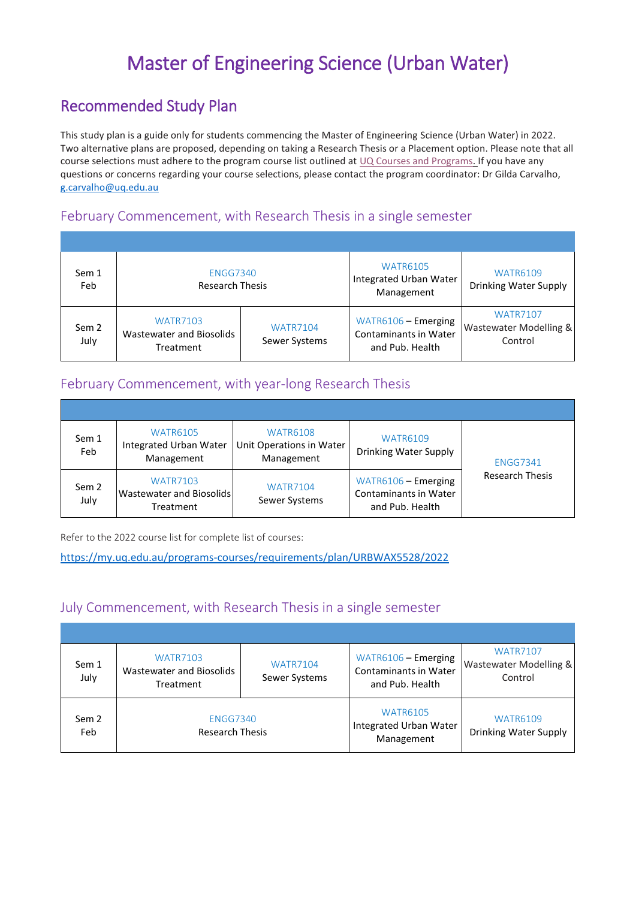# Master of Engineering Science (Urban Water)

## Recommended Study Plan

This study plan is a guide only for students commencing the Master of Engineering Science (Urban Water) in 2022. Two alternative plans are proposed, depending on taking a Research Thesis or a Placement option. Please note that all course selections must adhere to the program course list outlined at UQ Courses and Programs. If you have any questions or concerns regarding your course selections, please contact the program coordinator: Dr Gilda Carvalho, g.carvalho@uq.edu.au

### February Commencement, with Research Thesis in a single semester

| | | | | |
|---|---|---|---|---|
| Sem 1 Feb | ENGG7340 Research Thesis | | WATR6105 Integrated Urban Water Management | WATR6109 Drinking Water Supply |
| Sem 2 July | WATR7103 Wastewater and Biosolids Treatment | WATR7104 Sewer Systems | WATR6106 – Emerging Contaminants in Water and Pub. Health | WATR7107 Wastewater Modelling & Control |

### February Commencement, with year-long Research Thesis

| | | | | |
|---|---|---|---|---|
| Sem 1 Feb | WATR6105 Integrated Urban Water Management | WATR6108 Unit Operations in Water Management | WATR6109 Drinking Water Supply | ENGG7341 Research Thesis |
| Sem 2 July | WATR7103 Wastewater and Biosolids Treatment | WATR7104 Sewer Systems | WATR6106 – Emerging Contaminants in Water and Pub. Health | |

Refer to the 2022 course list for complete list of courses:

https://my.uq.edu.au/programs-courses/requirements/plan/URBWAX5528/2022

### July Commencement, with Research Thesis in a single semester

| | | | | |
|---|---|---|---|---|
| Sem 1 July | WATR7103 Wastewater and Biosolids Treatment | WATR7104 Sewer Systems | WATR6106 – Emerging Contaminants in Water and Pub. Health | WATR7107 Wastewater Modelling & Control |
| Sem 2 Feb | ENGG7340 Research Thesis | | WATR6105 Integrated Urban Water Management | WATR6109 Drinking Water Supply |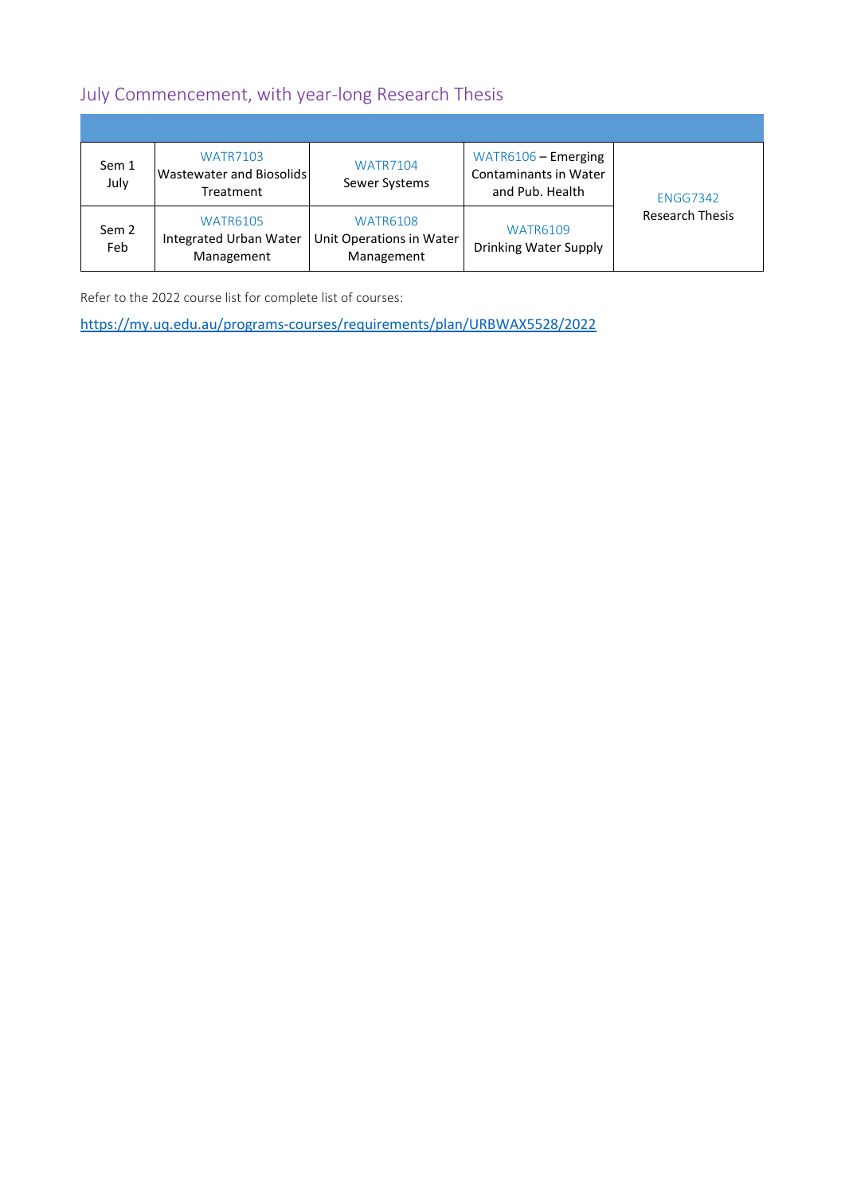## July Commencement, with year-long Research Thesis

| | | | | |
|---|---|---|---|---|
| Sem 1 July | WATR7103 Wastewater and Biosolids Treatment | WATR7104 Sewer Systems | WATR6106 – Emerging Contaminants in Water and Pub. Health | ENGG7342 Research Thesis |
| Sem 2 Feb | WATR6105 Integrated Urban Water Management | WATR6108 Unit Operations in Water Management | WATR6109 Drinking Water Supply | |

Refer to the 2022 course list for complete list of courses:

https://my.uq.edu.au/programs-courses/requirements/plan/URBWAX5528/2022